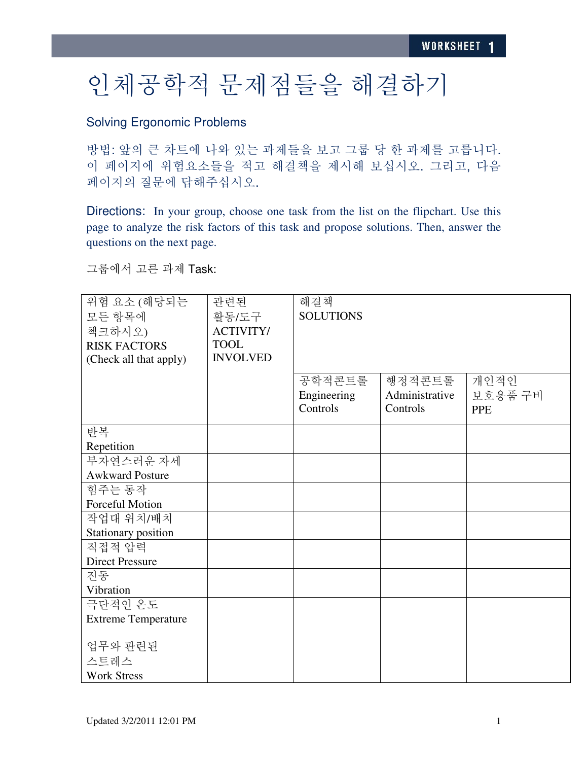WORKSHEET 1

# 인체공학적 문제점들을 해결하기

## Solving Ergonomic Problems

방법: 앞의 큰 차트에 나와 있는 과제들을 보고 그룹 당 한 과제를 고릅니다. 이 페이지에 위험요소들을 적고 해결책을 제시해 보십시오. 그리고, 다음 페이지의 질문에 답해주십시오.

Directions: In your group, choose one task from the list on the flipchart. Use this page to analyze the risk factors of this task and propose solutions. Then, answer the questions on the next page.

그룹에서 고른 과제 Task:

| 위험 요소 (해당되는 모든 항목에 첵크하시오) RISK FACTORS (Check all that apply) | 관련된 활동/도구 ACTIVITY/ TOOL INVOLVED | 해결책 SOLUTIONS | | |
|---|---|---|---|---|
| | | 공학적콘트롤 Engineering Controls | 행정적콘트롤 Administrative Controls | 개인적인 보호용품 구비 PPE |
| 반복 Repetition | | | | |
| 부자연스러운 자세 Awkward Posture | | | | |
| 힘주는 동작 Forceful Motion | | | | |
| 작업대 위치/배치 Stationary position | | | | |
| 직접적 압력 Direct Pressure | | | | |
| 진동 Vibration | | | | |
| 극단적인 온도 Extreme Temperature<br><br>업무와 관련된 스트레스 Work Stress | | | | |

Updated 3/2/2011 12:01 PM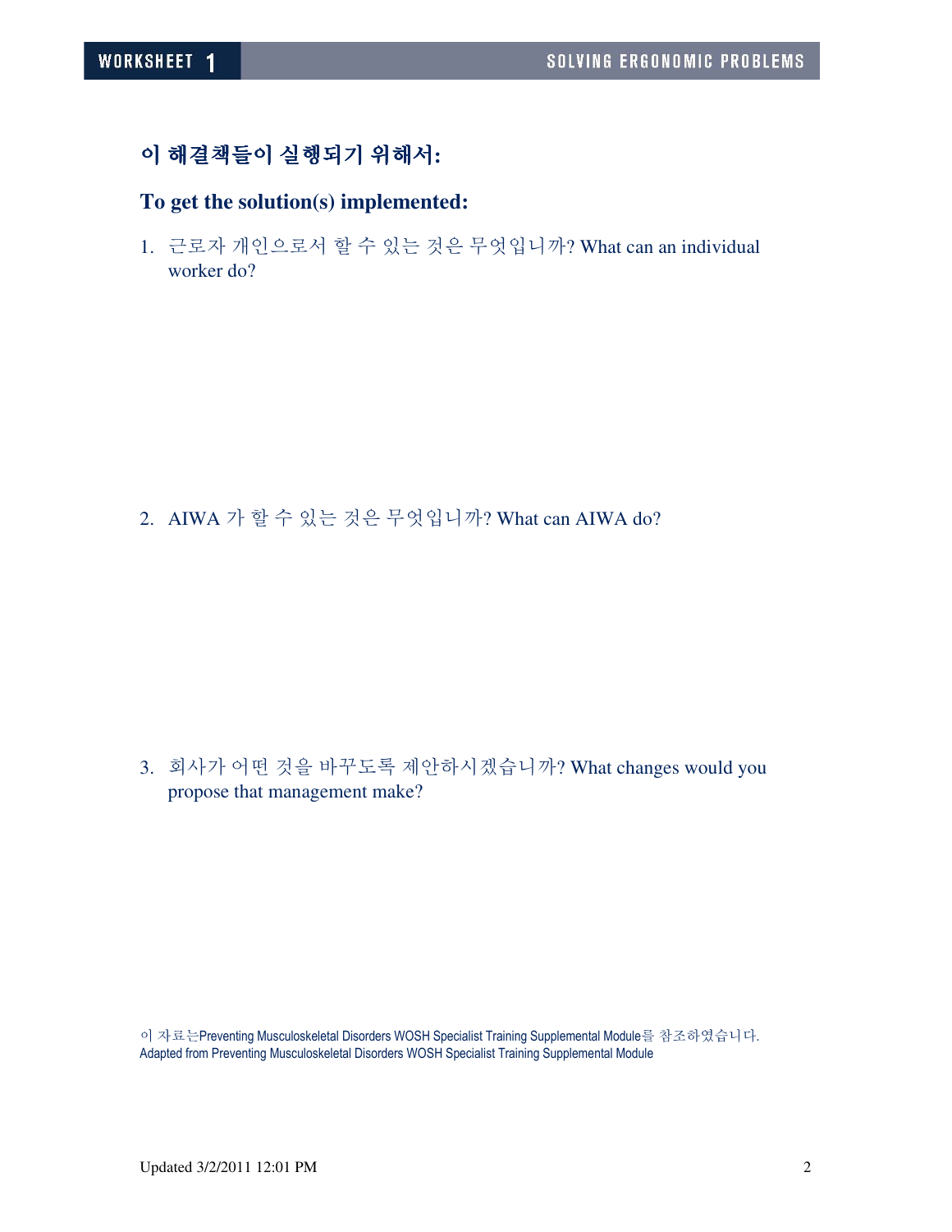## 이 해결책들이 실행되기 위해서:

## To get the solution(s) implemented:

1. 근로자 개인으로서 할 수 있는 것은 무엇입니까? What can an individual worker do?

2. AIWA 가 할 수 있는 것은 무엇입니까? What can AIWA do?

3. 회사가 어떤 것을 바꾸도록 제안하시겠습니까? What changes would you propose that management make?

이 자료는Preventing Musculoskeletal Disorders WOSH Specialist Training Supplemental Module를 참조하였습니다.
Adapted from Preventing Musculoskeletal Disorders WOSH Specialist Training Supplemental Module

Updated 3/2/2011 12:01 PM